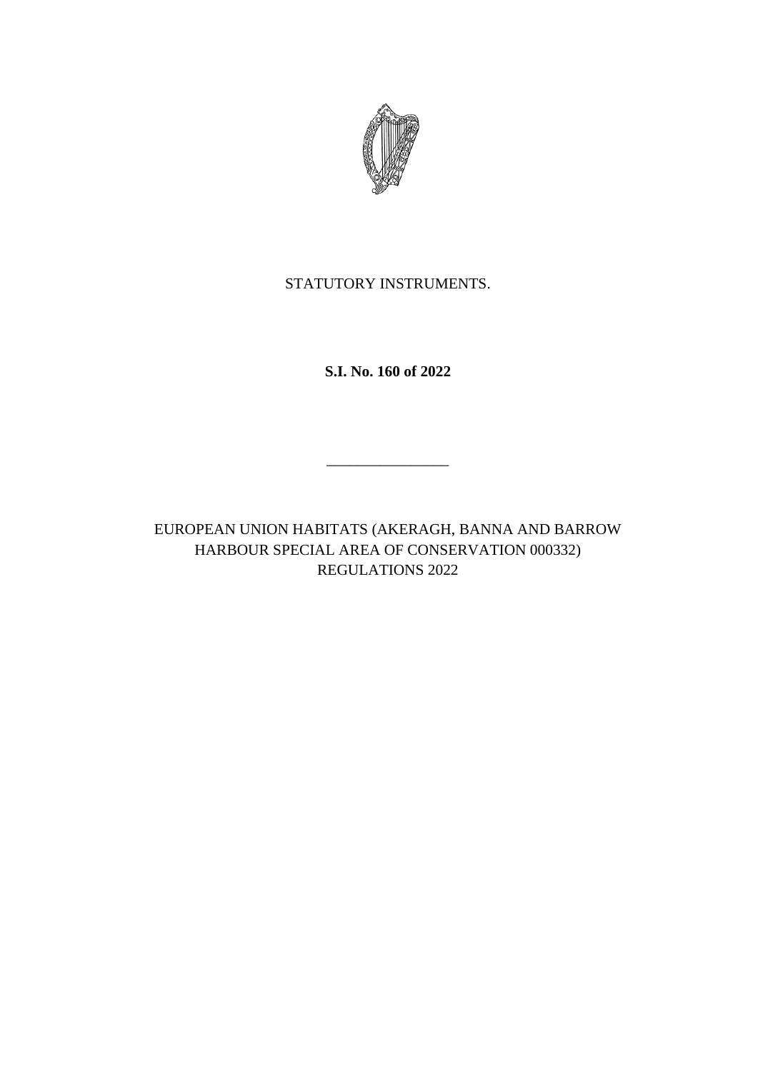STATUTORY INSTRUMENTS.

**S.I. No. 160 of 2022**

---

EUROPEAN UNION HABITATS (AKERAGH, BANNA AND BARROW HARBOUR SPECIAL AREA OF CONSERVATION 000332) REGULATIONS 2022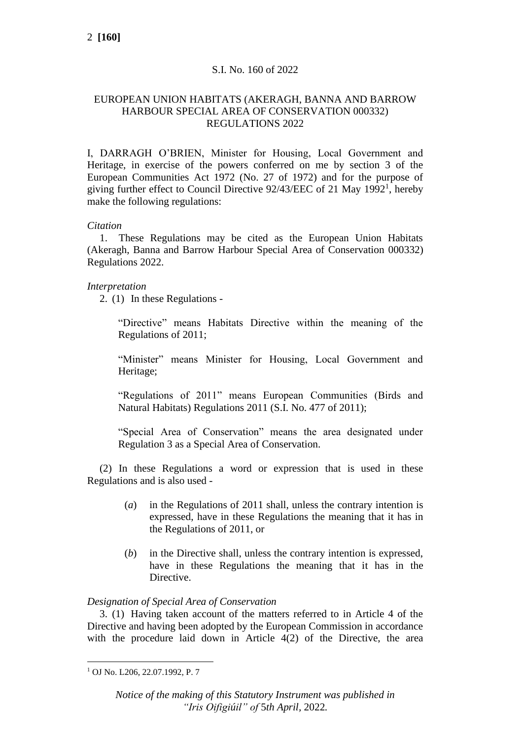S.I. No. 160 of 2022

EUROPEAN UNION HABITATS (AKERAGH, BANNA AND BARROW HARBOUR SPECIAL AREA OF CONSERVATION 000332) REGULATIONS 2022

I, DARRAGH O'BRIEN, Minister for Housing, Local Government and Heritage, in exercise of the powers conferred on me by section 3 of the European Communities Act 1972 (No. 27 of 1972) and for the purpose of giving further effect to Council Directive 92/43/EEC of 21 May 1992[1], hereby make the following regulations:

*Citation*

1. These Regulations may be cited as the European Union Habitats (Akeragh, Banna and Barrow Harbour Special Area of Conservation 000332) Regulations 2022.

*Interpretation*

2. (1) In these Regulations -

"Directive" means Habitats Directive within the meaning of the Regulations of 2011;

"Minister" means Minister for Housing, Local Government and Heritage;

"Regulations of 2011" means European Communities (Birds and Natural Habitats) Regulations 2011 (S.I. No. 477 of 2011);

"Special Area of Conservation" means the area designated under Regulation 3 as a Special Area of Conservation.

(2) In these Regulations a word or expression that is used in these Regulations and is also used -

(*a*) in the Regulations of 2011 shall, unless the contrary intention is expressed, have in these Regulations the meaning that it has in the Regulations of 2011, or

(*b*) in the Directive shall, unless the contrary intention is expressed, have in these Regulations the meaning that it has in the Directive.

*Designation of Special Area of Conservation*

3. (1) Having taken account of the matters referred to in Article 4 of the Directive and having been adopted by the European Commission in accordance with the procedure laid down in Article 4(2) of the Directive, the area

[1] OJ No. L206, 22.07.1992, P. 7

*Notice of the making of this Statutory Instrument was published in "Iris Oifigiúil" of 5th April, 2022.*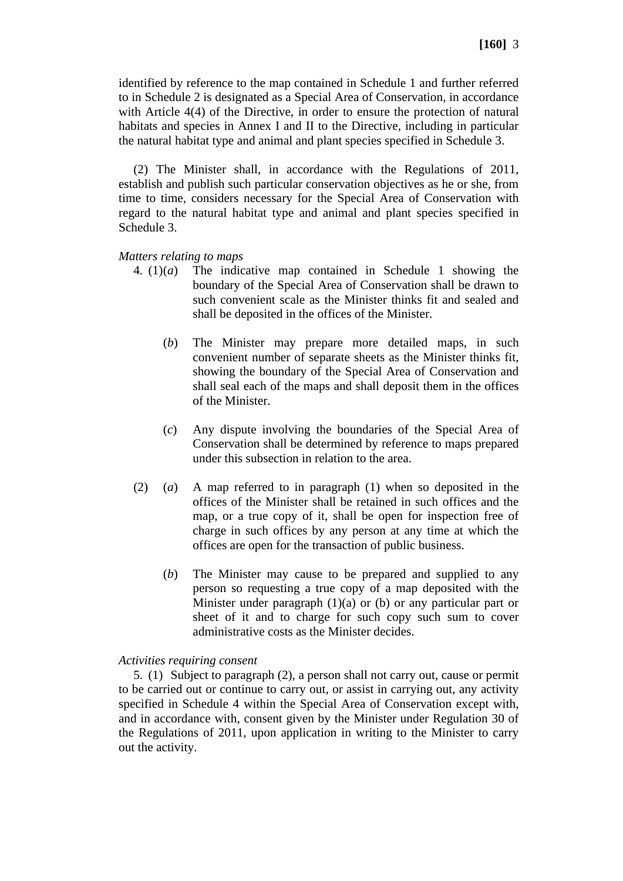identified by reference to the map contained in Schedule 1 and further referred to in Schedule 2 is designated as a Special Area of Conservation, in accordance with Article 4(4) of the Directive, in order to ensure the protection of natural habitats and species in Annex I and II to the Directive, including in particular the natural habitat type and animal and plant species specified in Schedule 3.

(2) The Minister shall, in accordance with the Regulations of 2011, establish and publish such particular conservation objectives as he or she, from time to time, considers necessary for the Special Area of Conservation with regard to the natural habitat type and animal and plant species specified in Schedule 3.

*Matters relating to maps*

4. (1)(*a*) The indicative map contained in Schedule 1 showing the boundary of the Special Area of Conservation shall be drawn to such convenient scale as the Minister thinks fit and sealed and shall be deposited in the offices of the Minister.

(*b*) The Minister may prepare more detailed maps, in such convenient number of separate sheets as the Minister thinks fit, showing the boundary of the Special Area of Conservation and shall seal each of the maps and shall deposit them in the offices of the Minister.

(*c*) Any dispute involving the boundaries of the Special Area of Conservation shall be determined by reference to maps prepared under this subsection in relation to the area.

(2) (*a*) A map referred to in paragraph (1) when so deposited in the offices of the Minister shall be retained in such offices and the map, or a true copy of it, shall be open for inspection free of charge in such offices by any person at any time at which the offices are open for the transaction of public business.

(*b*) The Minister may cause to be prepared and supplied to any person so requesting a true copy of a map deposited with the Minister under paragraph (1)(a) or (b) or any particular part or sheet of it and to charge for such copy such sum to cover administrative costs as the Minister decides.

*Activities requiring consent*

5. (1) Subject to paragraph (2), a person shall not carry out, cause or permit to be carried out or continue to carry out, or assist in carrying out, any activity specified in Schedule 4 within the Special Area of Conservation except with, and in accordance with, consent given by the Minister under Regulation 30 of the Regulations of 2011, upon application in writing to the Minister to carry out the activity.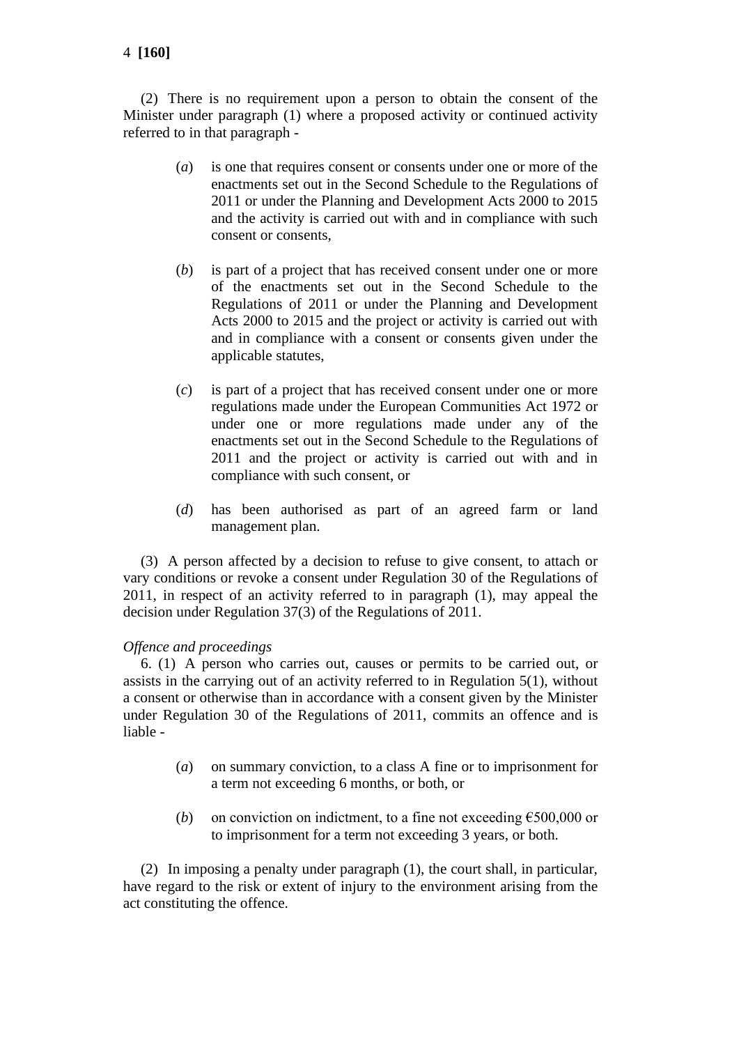(2) There is no requirement upon a person to obtain the consent of the Minister under paragraph (1) where a proposed activity or continued activity referred to in that paragraph -

(*a*) is one that requires consent or consents under one or more of the enactments set out in the Second Schedule to the Regulations of 2011 or under the Planning and Development Acts 2000 to 2015 and the activity is carried out with and in compliance with such consent or consents,

(*b*) is part of a project that has received consent under one or more of the enactments set out in the Second Schedule to the Regulations of 2011 or under the Planning and Development Acts 2000 to 2015 and the project or activity is carried out with and in compliance with a consent or consents given under the applicable statutes,

(*c*) is part of a project that has received consent under one or more regulations made under the European Communities Act 1972 or under one or more regulations made under any of the enactments set out in the Second Schedule to the Regulations of 2011 and the project or activity is carried out with and in compliance with such consent, or

(*d*) has been authorised as part of an agreed farm or land management plan.

(3) A person affected by a decision to refuse to give consent, to attach or vary conditions or revoke a consent under Regulation 30 of the Regulations of 2011, in respect of an activity referred to in paragraph (1), may appeal the decision under Regulation 37(3) of the Regulations of 2011.

*Offence and proceedings*

6. (1) A person who carries out, causes or permits to be carried out, or assists in the carrying out of an activity referred to in Regulation 5(1), without a consent or otherwise than in accordance with a consent given by the Minister under Regulation 30 of the Regulations of 2011, commits an offence and is liable -

(*a*) on summary conviction, to a class A fine or to imprisonment for a term not exceeding 6 months, or both, or

(*b*) on conviction on indictment, to a fine not exceeding €500,000 or to imprisonment for a term not exceeding 3 years, or both.

(2) In imposing a penalty under paragraph (1), the court shall, in particular, have regard to the risk or extent of injury to the environment arising from the act constituting the offence.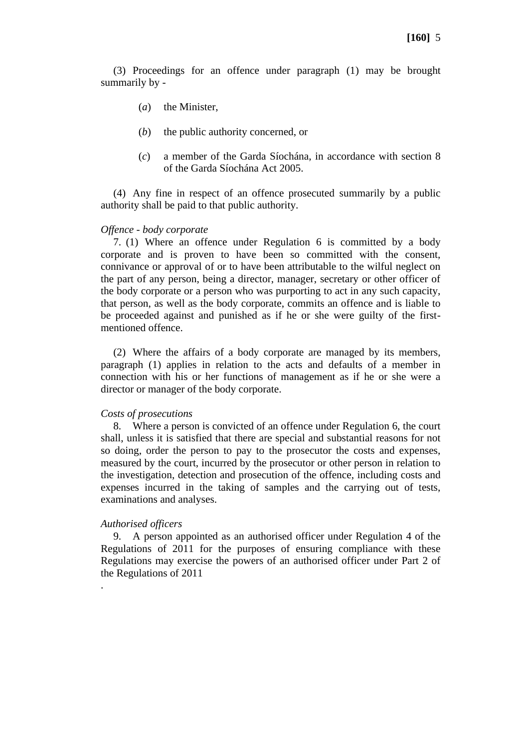(3) Proceedings for an offence under paragraph (1) may be brought summarily by -

(*a*) the Minister,

(*b*) the public authority concerned, or

(*c*) a member of the Garda Síochána, in accordance with section 8 of the Garda Síochána Act 2005.

(4) Any fine in respect of an offence prosecuted summarily by a public authority shall be paid to that public authority.

*Offence - body corporate*

7. (1) Where an offence under Regulation 6 is committed by a body corporate and is proven to have been so committed with the consent, connivance or approval of or to have been attributable to the wilful neglect on the part of any person, being a director, manager, secretary or other officer of the body corporate or a person who was purporting to act in any such capacity, that person, as well as the body corporate, commits an offence and is liable to be proceeded against and punished as if he or she were guilty of the first-mentioned offence.

(2) Where the affairs of a body corporate are managed by its members, paragraph (1) applies in relation to the acts and defaults of a member in connection with his or her functions of management as if he or she were a director or manager of the body corporate.

*Costs of prosecutions*

8. Where a person is convicted of an offence under Regulation 6, the court shall, unless it is satisfied that there are special and substantial reasons for not so doing, order the person to pay to the prosecutor the costs and expenses, measured by the court, incurred by the prosecutor or other person in relation to the investigation, detection and prosecution of the offence, including costs and expenses incurred in the taking of samples and the carrying out of tests, examinations and analyses.

*Authorised officers*

9. A person appointed as an authorised officer under Regulation 4 of the Regulations of 2011 for the purposes of ensuring compliance with these Regulations may exercise the powers of an authorised officer under Part 2 of the Regulations of 2011

.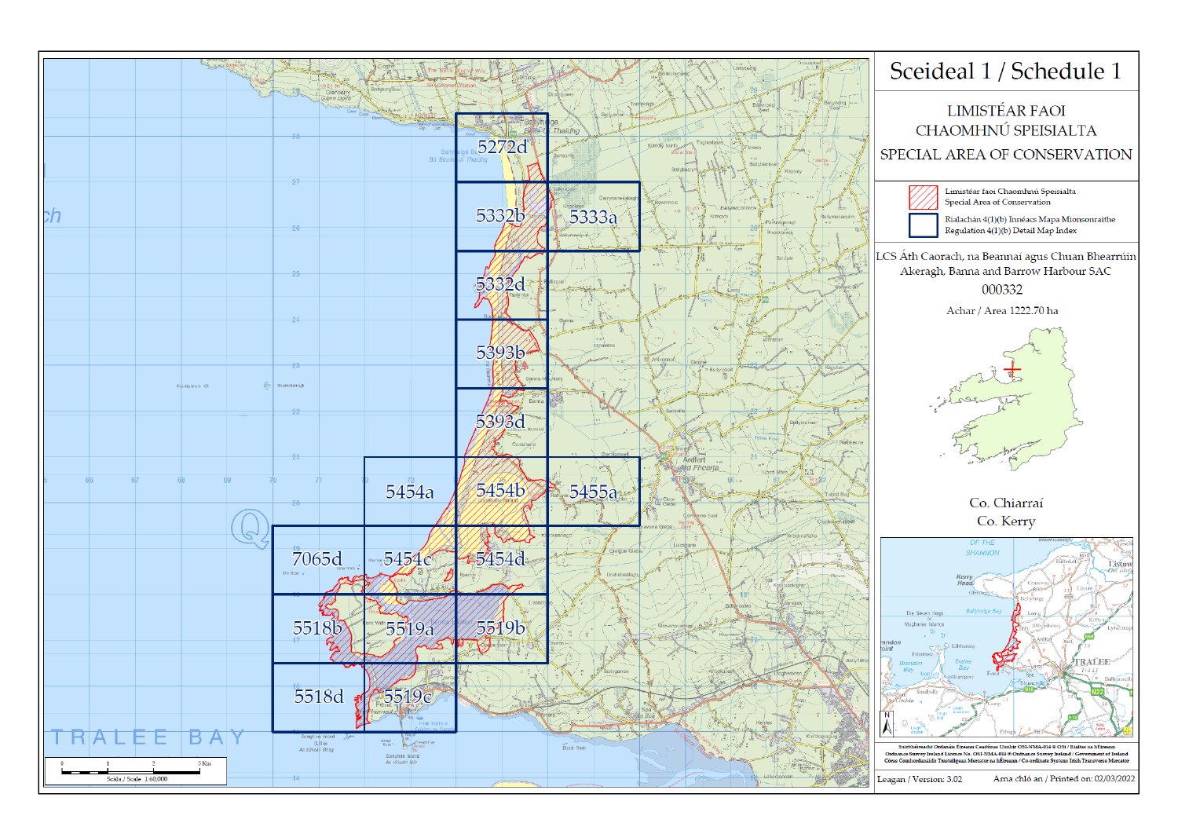# Sceideal 1 / Schedule 1

LIMISTÉAR FAOI CHAOMHNÚ SPEISIALTA

SPECIAL AREA OF CONSERVATION

Limistéar faoi Chaomhnú Speisialta
Special Area of Conservation

Rialachán 4(1)(b) Innéacs Mapa Mionsonraithe
Regulation 4(1)(b) Detail Map Index

LCS Áth Caorach, na Beannaí agus Chuan Bhearrúin
Akeragh, Banna and Barrow Harbour SAC

000332

Achar / Area 1222.70 ha

Co. Chiarraí
Co. Kerry

5272d, 5332b, 5333a, 5332d, 5393b, 5393d, 5454a, 5454b, 5455a, 7065d, 5454c, 5454d, 5518b, 5519a, 5519b, 5518d, 5519c

TRALEE BAY

Scala / Scale 1:60,000

Suirbhéireacht Ordanáis Éireann Ceadúnas Uimhir OSi-NMA-014 © OSi / Rialtas na hÉireann
Ordnance Survey Ireland Licence No. OSi-NMA-014 © Ordnance Survey Ireland / Government of Ireland
Córas Comhordanáidí Trasteilgean Mercator na hÉireann / Co-ordinate System Irish Transverse Mercator

Leagan / Version: 3.02

Arna chló an / Printed on: 02/03/2022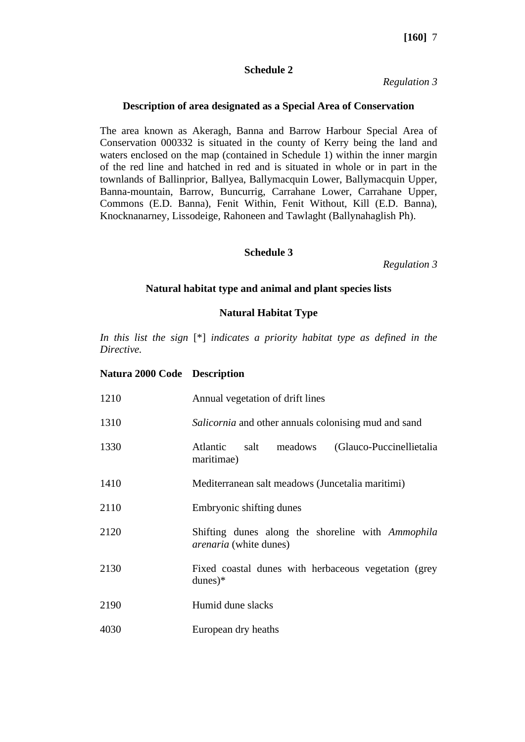## Schedule 2

*Regulation 3*

### Description of area designated as a Special Area of Conservation

The area known as Akeragh, Banna and Barrow Harbour Special Area of Conservation 000332 is situated in the county of Kerry being the land and waters enclosed on the map (contained in Schedule 1) within the inner margin of the red line and hatched in red and is situated in whole or in part in the townlands of Ballinprior, Ballyea, Ballymacquin Lower, Ballymacquin Upper, Banna-mountain, Barrow, Buncurrig, Carrahane Lower, Carrahane Upper, Commons (E.D. Banna), Fenit Within, Fenit Without, Kill (E.D. Banna), Knocknanarney, Lissodeige, Rahoneen and Tawlaght (Ballynahaglish Ph).

## Schedule 3

*Regulation 3*

### Natural habitat type and animal and plant species lists

### Natural Habitat Type

*In this list the sign* [*] *indicates a priority habitat type as defined in the Directive.*

| Natura 2000 Code | Description |
|---|---|
| 1210 | Annual vegetation of drift lines |
| 1310 | *Salicornia* and other annuals colonising mud and sand |
| 1330 | Atlantic salt meadows (Glauco-Puccinellietalia maritimae) |
| 1410 | Mediterranean salt meadows (Juncetalia maritimi) |
| 2110 | Embryonic shifting dunes |
| 2120 | Shifting dunes along the shoreline with *Ammophila arenaria* (white dunes) |
| 2130 | Fixed coastal dunes with herbaceous vegetation (grey dunes)* |
| 2190 | Humid dune slacks |
| 4030 | European dry heaths |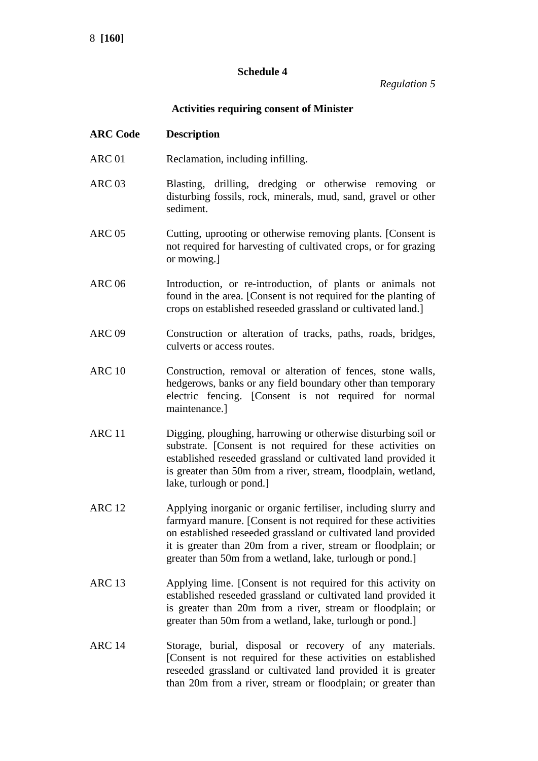## Schedule 4

*Regulation 5*

### Activities requiring consent of Minister

| ARC Code | Description |
|---|---|
| ARC 01 | Reclamation, including infilling. |
| ARC 03 | Blasting, drilling, dredging or otherwise removing or disturbing fossils, rock, minerals, mud, sand, gravel or other sediment. |
| ARC 05 | Cutting, uprooting or otherwise removing plants. [Consent is not required for harvesting of cultivated crops, or for grazing or mowing.] |
| ARC 06 | Introduction, or re-introduction, of plants or animals not found in the area. [Consent is not required for the planting of crops on established reseeded grassland or cultivated land.] |
| ARC 09 | Construction or alteration of tracks, paths, roads, bridges, culverts or access routes. |
| ARC 10 | Construction, removal or alteration of fences, stone walls, hedgerows, banks or any field boundary other than temporary electric fencing. [Consent is not required for normal maintenance.] |
| ARC 11 | Digging, ploughing, harrowing or otherwise disturbing soil or substrate. [Consent is not required for these activities on established reseeded grassland or cultivated land provided it is greater than 50m from a river, stream, floodplain, wetland, lake, turlough or pond.] |
| ARC 12 | Applying inorganic or organic fertiliser, including slurry and farmyard manure. [Consent is not required for these activities on established reseeded grassland or cultivated land provided it is greater than 20m from a river, stream or floodplain; or greater than 50m from a wetland, lake, turlough or pond.] |
| ARC 13 | Applying lime. [Consent is not required for this activity on established reseeded grassland or cultivated land provided it is greater than 20m from a river, stream or floodplain; or greater than 50m from a wetland, lake, turlough or pond.] |
| ARC 14 | Storage, burial, disposal or recovery of any materials. [Consent is not required for these activities on established reseeded grassland or cultivated land provided it is greater than 20m from a river, stream or floodplain; or greater than |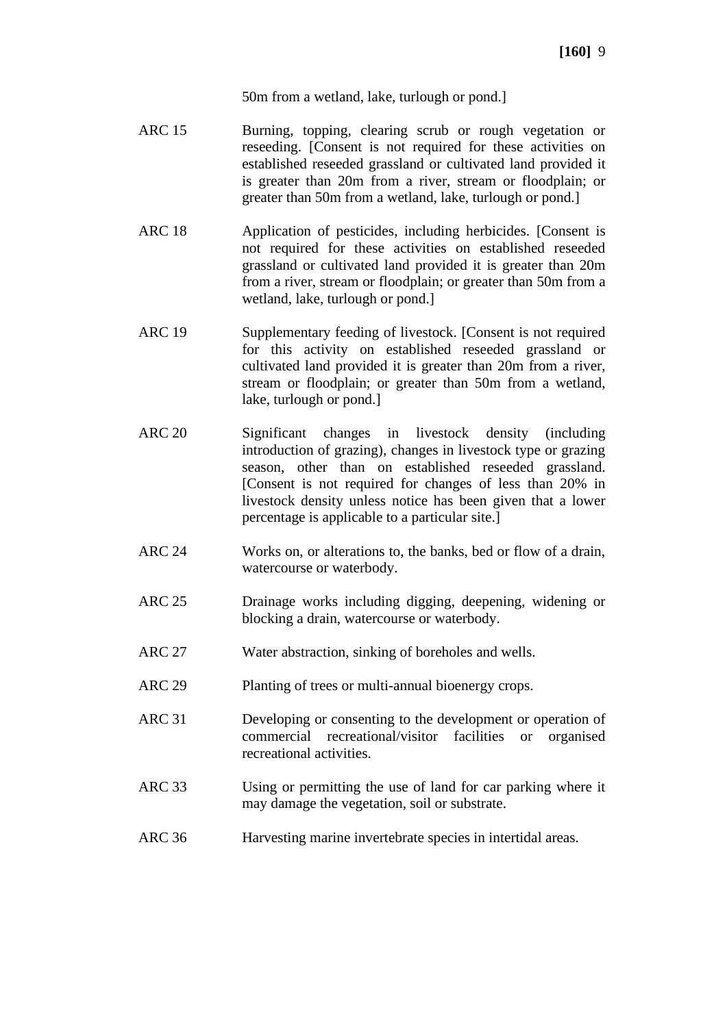50m from a wetland, lake, turlough or pond.]

| | |
|---|---|
| ARC 15 | Burning, topping, clearing scrub or rough vegetation or reseeding. [Consent is not required for these activities on established reseeded grassland or cultivated land provided it is greater than 20m from a river, stream or floodplain; or greater than 50m from a wetland, lake, turlough or pond.] |
| ARC 18 | Application of pesticides, including herbicides. [Consent is not required for these activities on established reseeded grassland or cultivated land provided it is greater than 20m from a river, stream or floodplain; or greater than 50m from a wetland, lake, turlough or pond.] |
| ARC 19 | Supplementary feeding of livestock. [Consent is not required for this activity on established reseeded grassland or cultivated land provided it is greater than 20m from a river, stream or floodplain; or greater than 50m from a wetland, lake, turlough or pond.] |
| ARC 20 | Significant changes in livestock density (including introduction of grazing), changes in livestock type or grazing season, other than on established reseeded grassland. [Consent is not required for changes of less than 20% in livestock density unless notice has been given that a lower percentage is applicable to a particular site.] |
| ARC 24 | Works on, or alterations to, the banks, bed or flow of a drain, watercourse or waterbody. |
| ARC 25 | Drainage works including digging, deepening, widening or blocking a drain, watercourse or waterbody. |
| ARC 27 | Water abstraction, sinking of boreholes and wells. |
| ARC 29 | Planting of trees or multi-annual bioenergy crops. |
| ARC 31 | Developing or consenting to the development or operation of commercial recreational/visitor facilities or organised recreational activities. |
| ARC 33 | Using or permitting the use of land for car parking where it may damage the vegetation, soil or substrate. |
| ARC 36 | Harvesting marine invertebrate species in intertidal areas. |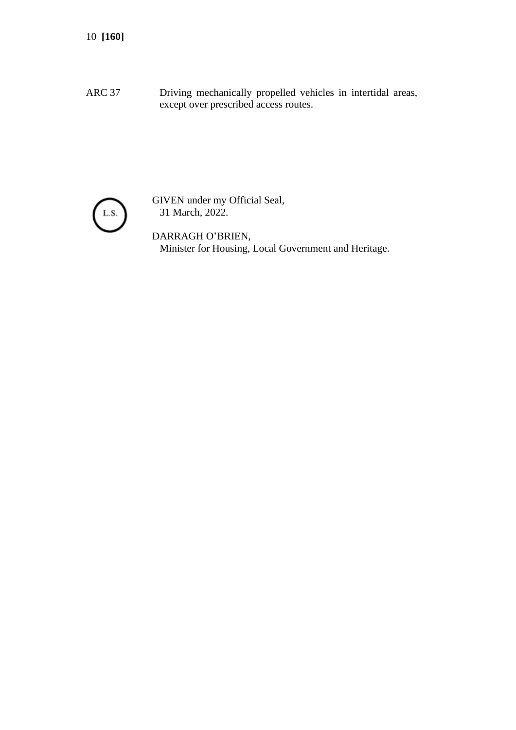| | |
|---|---|
| ARC 37 | Driving mechanically propelled vehicles in intertidal areas, except over prescribed access routes. |

L.S.

GIVEN under my Official Seal,
31 March, 2022.

DARRAGH O'BRIEN,
Minister for Housing, Local Government and Heritage.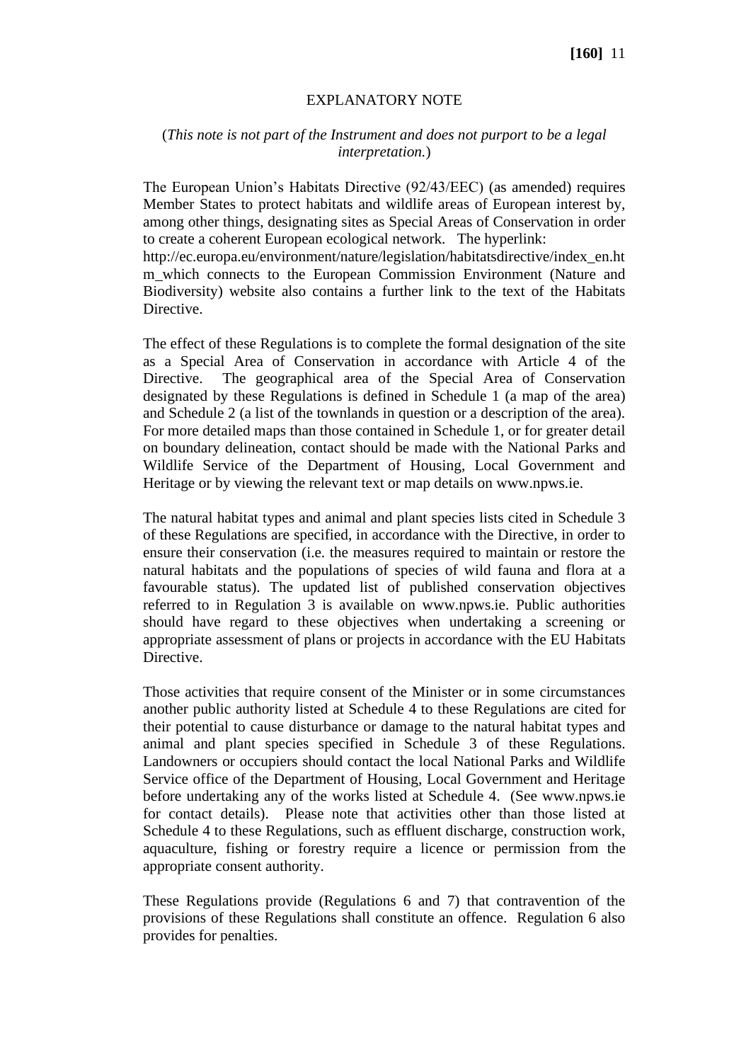EXPLANATORY NOTE

(*This note is not part of the Instrument and does not purport to be a legal interpretation.*)

The European Union's Habitats Directive (92/43/EEC) (as amended) requires Member States to protect habitats and wildlife areas of European interest by, among other things, designating sites as Special Areas of Conservation in order to create a coherent European ecological network. The hyperlink: http://ec.europa.eu/environment/nature/legislation/habitatsdirective/index_en.htm_which connects to the European Commission Environment (Nature and Biodiversity) website also contains a further link to the text of the Habitats Directive.

The effect of these Regulations is to complete the formal designation of the site as a Special Area of Conservation in accordance with Article 4 of the Directive. The geographical area of the Special Area of Conservation designated by these Regulations is defined in Schedule 1 (a map of the area) and Schedule 2 (a list of the townlands in question or a description of the area). For more detailed maps than those contained in Schedule 1, or for greater detail on boundary delineation, contact should be made with the National Parks and Wildlife Service of the Department of Housing, Local Government and Heritage or by viewing the relevant text or map details on www.npws.ie.

The natural habitat types and animal and plant species lists cited in Schedule 3 of these Regulations are specified, in accordance with the Directive, in order to ensure their conservation (i.e. the measures required to maintain or restore the natural habitats and the populations of species of wild fauna and flora at a favourable status). The updated list of published conservation objectives referred to in Regulation 3 is available on www.npws.ie. Public authorities should have regard to these objectives when undertaking a screening or appropriate assessment of plans or projects in accordance with the EU Habitats Directive.

Those activities that require consent of the Minister or in some circumstances another public authority listed at Schedule 4 to these Regulations are cited for their potential to cause disturbance or damage to the natural habitat types and animal and plant species specified in Schedule 3 of these Regulations. Landowners or occupiers should contact the local National Parks and Wildlife Service office of the Department of Housing, Local Government and Heritage before undertaking any of the works listed at Schedule 4. (See www.npws.ie for contact details). Please note that activities other than those listed at Schedule 4 to these Regulations, such as effluent discharge, construction work, aquaculture, fishing or forestry require a licence or permission from the appropriate consent authority.

These Regulations provide (Regulations 6 and 7) that contravention of the provisions of these Regulations shall constitute an offence. Regulation 6 also provides for penalties.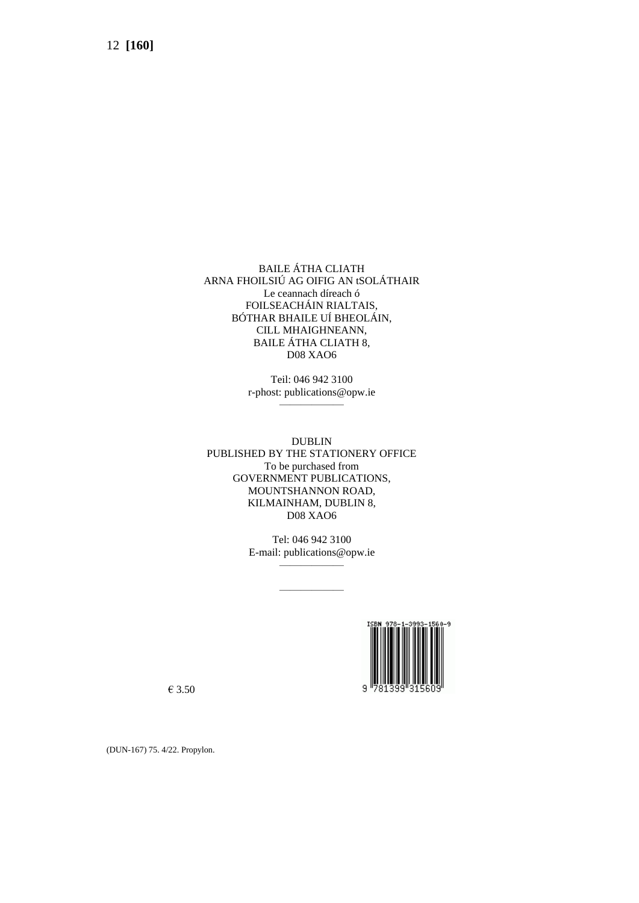BAILE ÁTHA CLIATH
ARNA FHOILSIÚ AG OIFIG AN tSOLÁTHAIR
Le ceannach díreach ó
FOILSEACHÁIN RIALTAIS,
BÓTHAR BHAILE UÍ BHEOLÁIN,
CILL MHAIGHNEANN,
BAILE ÁTHA CLIATH 8,
D08 XAO6

Teil: 046 942 3100
r-phost: publications@opw.ie

---

DUBLIN
PUBLISHED BY THE STATIONERY OFFICE
To be purchased from
GOVERNMENT PUBLICATIONS,
MOUNTSHANNON ROAD,
KILMAINHAM, DUBLIN 8,
D08 XAO6

Tel: 046 942 3100
E-mail: publications@opw.ie

---

---

ISBN 978-1-3993-1560-9

9 781399 315609

€ 3.50

(DUN-167) 75. 4/22. Propylon.